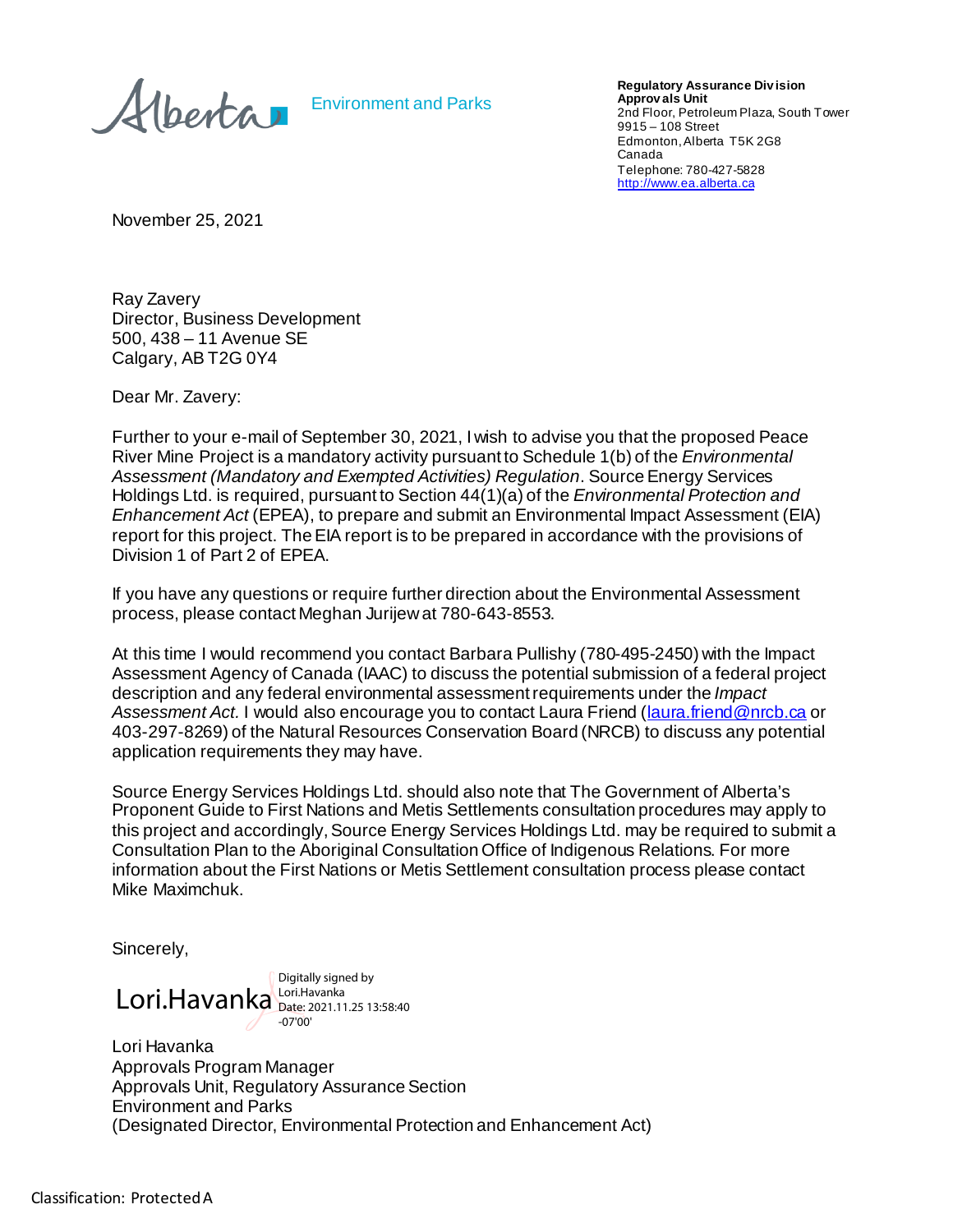Alberta Environment and Parks

**Regulatory Assurance Division**
**Approvals Unit**
2nd Floor, Petroleum Plaza, South Tower
9915 – 108 Street
Edmonton, Alberta T5K 2G8
Canada
Telephone: 780-427-5828
http://www.ea.alberta.ca

November 25, 2021

Ray Zavery
Director, Business Development
500, 438 – 11 Avenue SE
Calgary, AB T2G 0Y4

Dear Mr. Zavery:

Further to your e-mail of September 30, 2021, I wish to advise you that the proposed Peace River Mine Project is a mandatory activity pursuant to Schedule 1(b) of the *Environmental Assessment (Mandatory and Exempted Activities) Regulation*. Source Energy Services Holdings Ltd. is required, pursuant to Section 44(1)(a) of the *Environmental Protection and Enhancement Act* (EPEA), to prepare and submit an Environmental Impact Assessment (EIA) report for this project. The EIA report is to be prepared in accordance with the provisions of Division 1 of Part 2 of EPEA.

If you have any questions or require further direction about the Environmental Assessment process, please contact Meghan Jurijew at 780-643-8553.

At this time I would recommend you contact Barbara Pullishy (780-495-2450) with the Impact Assessment Agency of Canada (IAAC) to discuss the potential submission of a federal project description and any federal environmental assessment requirements under the *Impact Assessment Act.* I would also encourage you to contact Laura Friend (laura.friend@nrcb.ca or 403-297-8269) of the Natural Resources Conservation Board (NRCB) to discuss any potential application requirements they may have.

Source Energy Services Holdings Ltd. should also note that The Government of Alberta's Proponent Guide to First Nations and Metis Settlements consultation procedures may apply to this project and accordingly, Source Energy Services Holdings Ltd. may be required to submit a Consultation Plan to the Aboriginal Consultation Office of Indigenous Relations. For more information about the First Nations or Metis Settlement consultation process please contact Mike Maximchuk.

Sincerely,

Lori.Havanka
Digitally signed by Lori.Havanka
Date: 2021.11.25 13:58:40 -07'00'

Lori Havanka
Approvals Program Manager
Approvals Unit, Regulatory Assurance Section
Environment and Parks
(Designated Director, Environmental Protection and Enhancement Act)

Classification: Protected A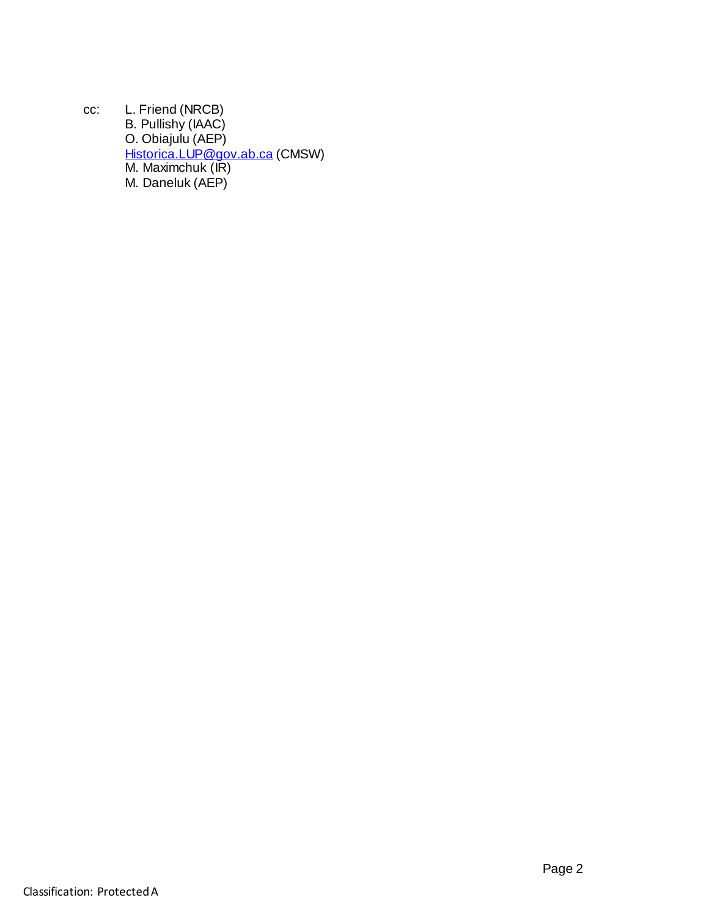cc: L. Friend (NRCB)
B. Pullishy (IAAC)
O. Obiajulu (AEP)
[Historica.LUP@gov.ab.ca](mailto:Historica.LUP@gov.ab.ca) (CMSW)
M. Maximchuk (IR)
M. Daneluk (AEP)

Classification: Protected A